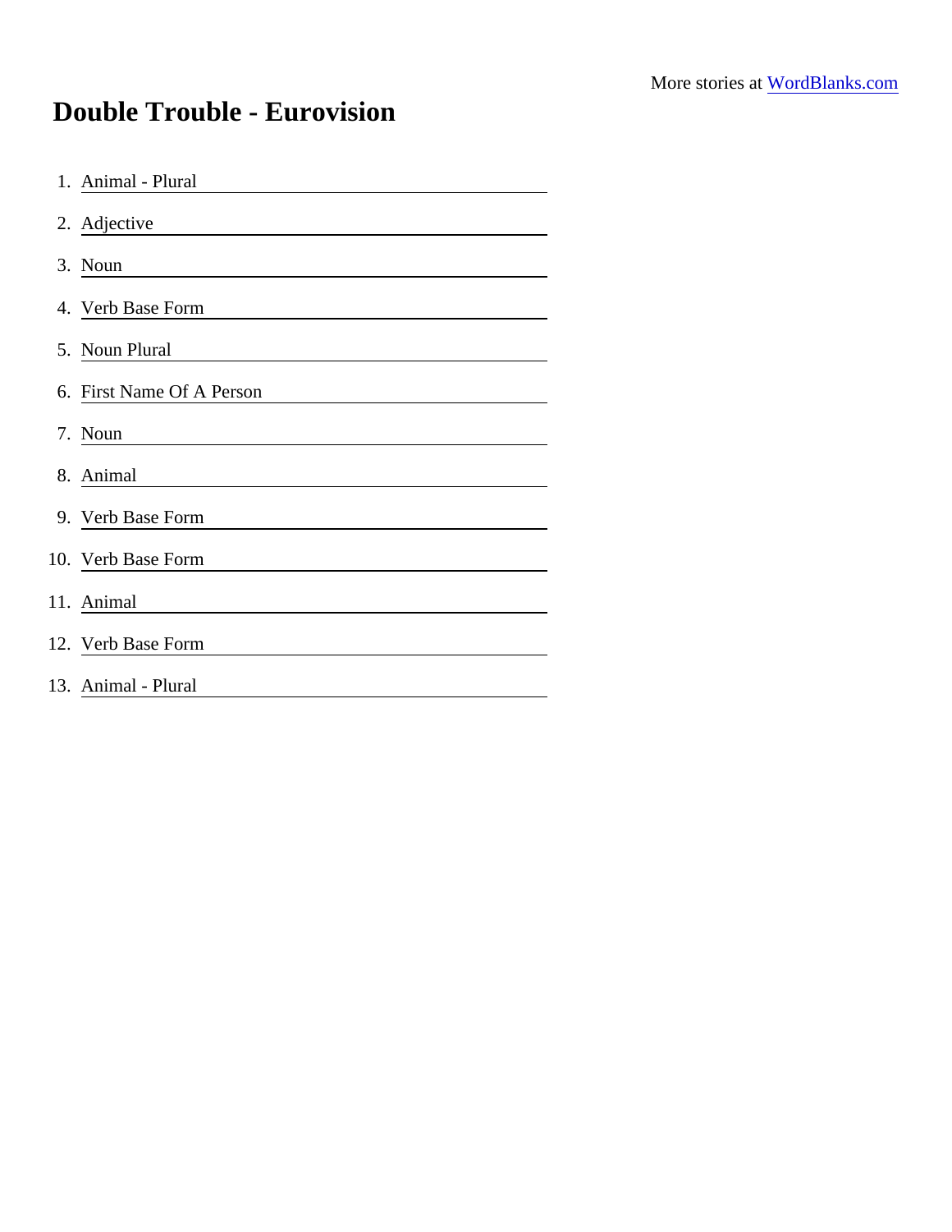More stories at [WordBlanks.com](https://www.wordblanks.com)

# Double Trouble - Eurovision

1. Animal - Plural ____________
2. Adjective ____________
3. Noun ____________
4. Verb Base Form ____________
5. Noun Plural ____________
6. First Name Of A Person ____________
7. Noun ____________
8. Animal ____________
9. Verb Base Form ____________
10. Verb Base Form ____________
11. Animal ____________
12. Verb Base Form ____________
13. Animal - Plural ____________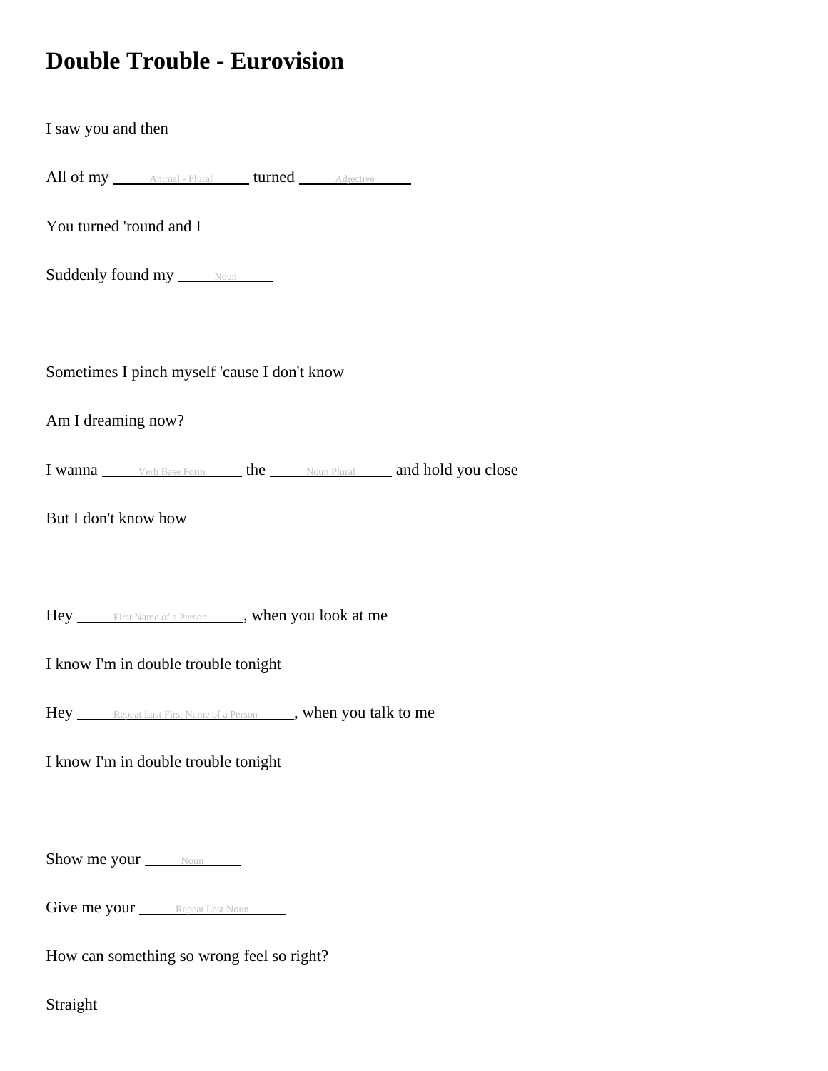# Double Trouble - Eurovision

I saw you and then

All of my \_\_\_\_Animal - Plural\_\_\_\_ turned \_\_\_\_Adjective\_\_\_\_

You turned 'round and I

Suddenly found my \_\_\_\_Noun\_\_\_\_

Sometimes I pinch myself 'cause I don't know

Am I dreaming now?

I wanna \_\_\_\_Verb Base Form\_\_\_\_ the \_\_\_\_Noun Plural\_\_\_\_ and hold you close

But I don't know how

Hey \_\_\_\_First Name of a Person\_\_\_\_, when you look at me

I know I'm in double trouble tonight

Hey \_\_\_\_Repeat Last First Name of a Person\_\_\_\_, when you talk to me

I know I'm in double trouble tonight

Show me your \_\_\_\_Noun\_\_\_\_

Give me your \_\_\_\_Repeat Last Noun\_\_\_\_

How can something so wrong feel so right?

Straight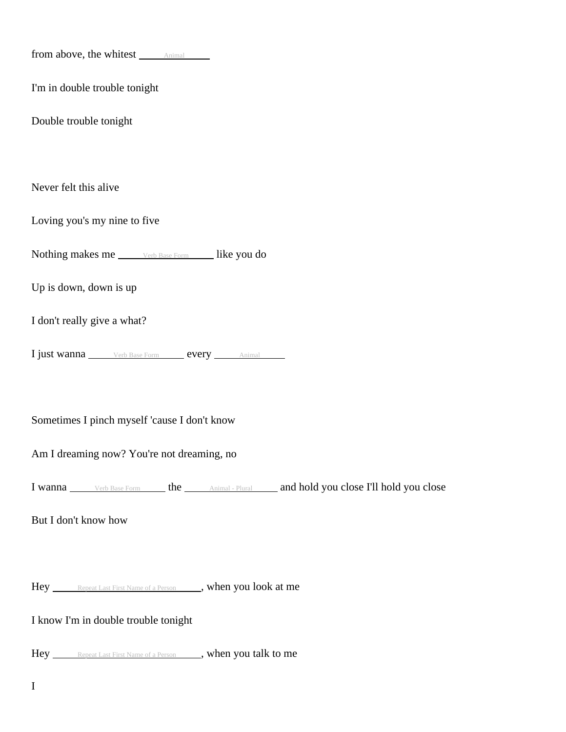from above, the whitest ______Animal______

I'm in double trouble tonight

Double trouble tonight

Never felt this alive

Loving you's my nine to five

Nothing makes me ______Verb Base Form______ like you do

Up is down, down is up

I don't really give a what?

I just wanna ______Verb Base Form______ every ______Animal______

Sometimes I pinch myself 'cause I don't know

Am I dreaming now? You're not dreaming, no

I wanna ______Verb Base Form______ the ______Animal - Plural______ and hold you close I'll hold you close

But I don't know how

Hey ______Repeat Last First Name of a Person______, when you look at me

I know I'm in double trouble tonight

Hey ______Repeat Last First Name of a Person______, when you talk to me

I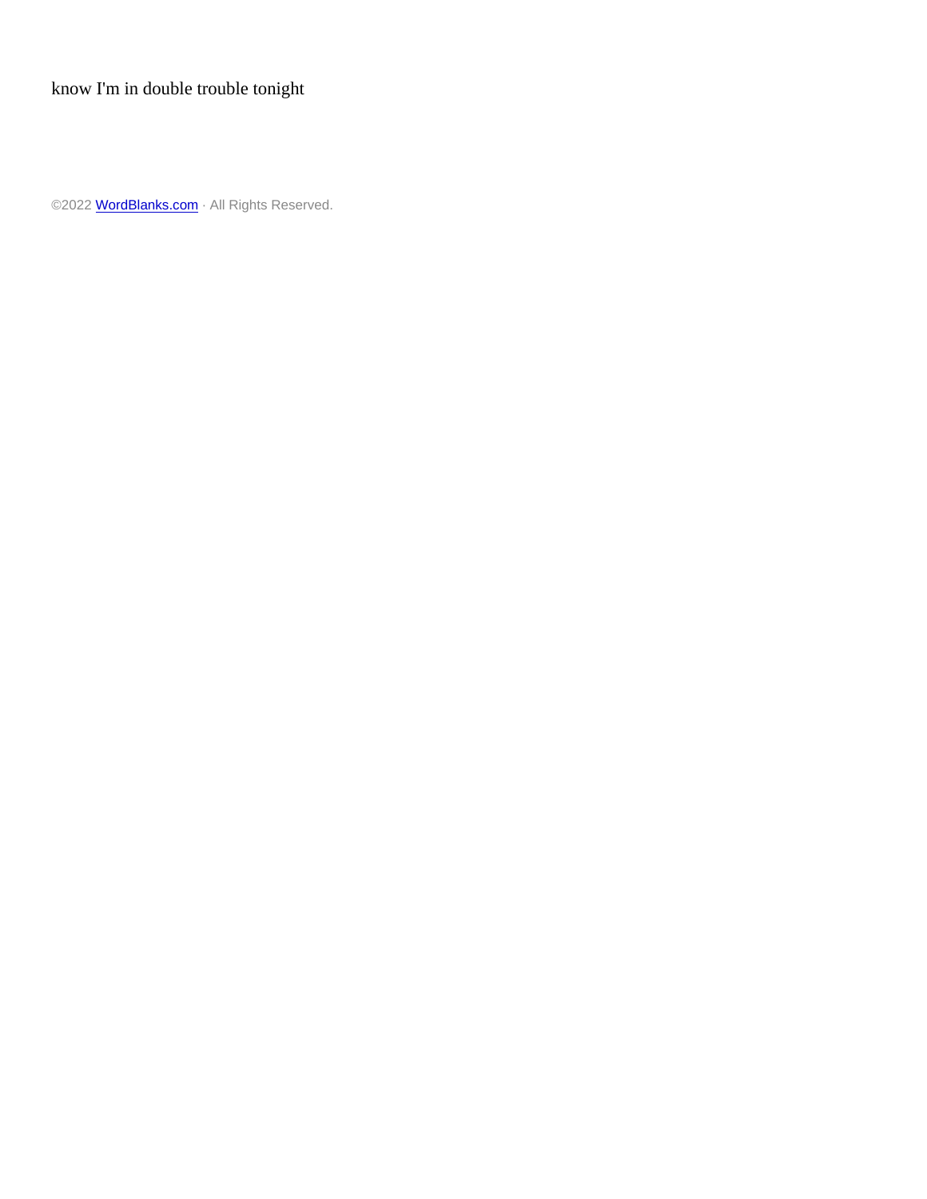know I'm in double trouble tonight

©2022 WordBlanks.com · All Rights Reserved.